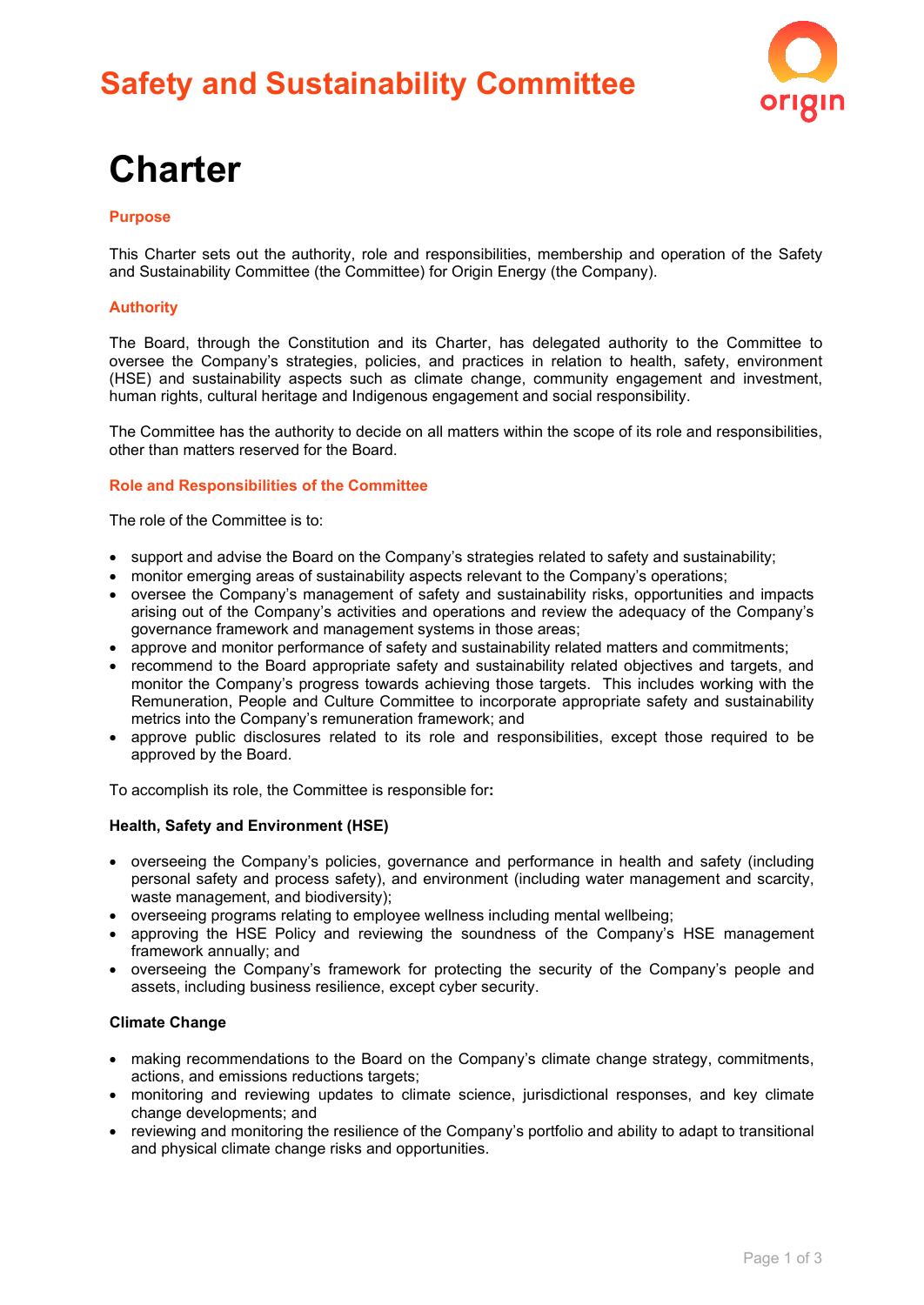# Safety and Sustainability Committee

# Charter

## Purpose

This Charter sets out the authority, role and responsibilities, membership and operation of the Safety and Sustainability Committee (the Committee) for Origin Energy (the Company).

## Authority

The Board, through the Constitution and its Charter, has delegated authority to the Committee to oversee the Company's strategies, policies, and practices in relation to health, safety, environment (HSE) and sustainability aspects such as climate change, community engagement and investment, human rights, cultural heritage and Indigenous engagement and social responsibility.

The Committee has the authority to decide on all matters within the scope of its role and responsibilities, other than matters reserved for the Board.

## Role and Responsibilities of the Committee

The role of the Committee is to:

- support and advise the Board on the Company's strategies related to safety and sustainability;
- monitor emerging areas of sustainability aspects relevant to the Company's operations;
- oversee the Company's management of safety and sustainability risks, opportunities and impacts arising out of the Company's activities and operations and review the adequacy of the Company's governance framework and management systems in those areas;
- approve and monitor performance of safety and sustainability related matters and commitments;
- recommend to the Board appropriate safety and sustainability related objectives and targets, and monitor the Company's progress towards achieving those targets. This includes working with the Remuneration, People and Culture Committee to incorporate appropriate safety and sustainability metrics into the Company's remuneration framework; and
- approve public disclosures related to its role and responsibilities, except those required to be approved by the Board.

To accomplish its role, the Committee is responsible for**:**

### Health, Safety and Environment (HSE)

- overseeing the Company's policies, governance and performance in health and safety (including personal safety and process safety), and environment (including water management and scarcity, waste management, and biodiversity);
- overseeing programs relating to employee wellness including mental wellbeing;
- approving the HSE Policy and reviewing the soundness of the Company's HSE management framework annually; and
- overseeing the Company's framework for protecting the security of the Company's people and assets, including business resilience, except cyber security.

### Climate Change

- making recommendations to the Board on the Company's climate change strategy, commitments, actions, and emissions reductions targets;
- monitoring and reviewing updates to climate science, jurisdictional responses, and key climate change developments; and
- reviewing and monitoring the resilience of the Company's portfolio and ability to adapt to transitional and physical climate change risks and opportunities.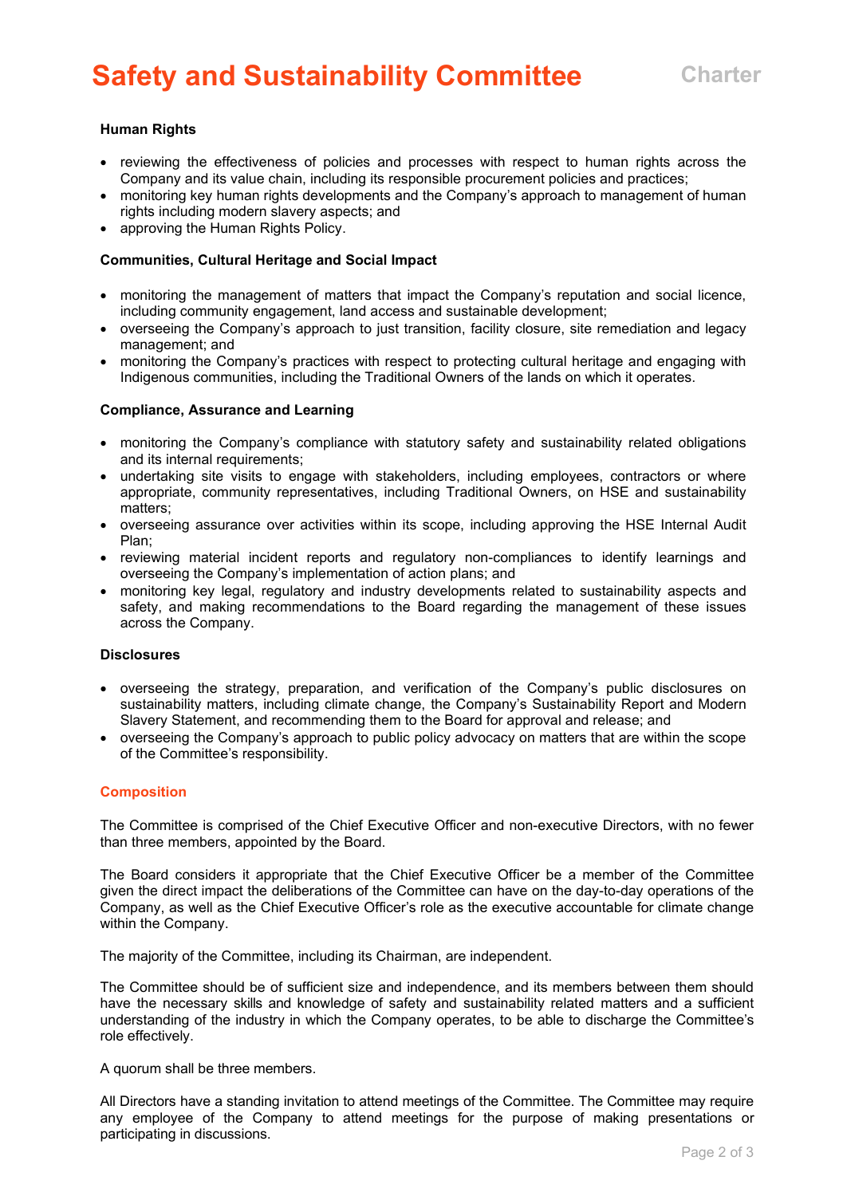**Human Rights**

- reviewing the effectiveness of policies and processes with respect to human rights across the Company and its value chain, including its responsible procurement policies and practices;
- monitoring key human rights developments and the Company's approach to management of human rights including modern slavery aspects; and
- approving the Human Rights Policy.

**Communities, Cultural Heritage and Social Impact**

- monitoring the management of matters that impact the Company's reputation and social licence, including community engagement, land access and sustainable development;
- overseeing the Company's approach to just transition, facility closure, site remediation and legacy management; and
- monitoring the Company's practices with respect to protecting cultural heritage and engaging with Indigenous communities, including the Traditional Owners of the lands on which it operates.

**Compliance, Assurance and Learning**

- monitoring the Company's compliance with statutory safety and sustainability related obligations and its internal requirements;
- undertaking site visits to engage with stakeholders, including employees, contractors or where appropriate, community representatives, including Traditional Owners, on HSE and sustainability matters;
- overseeing assurance over activities within its scope, including approving the HSE Internal Audit Plan;
- reviewing material incident reports and regulatory non-compliances to identify learnings and overseeing the Company's implementation of action plans; and
- monitoring key legal, regulatory and industry developments related to sustainability aspects and safety, and making recommendations to the Board regarding the management of these issues across the Company.

**Disclosures**

- overseeing the strategy, preparation, and verification of the Company's public disclosures on sustainability matters, including climate change, the Company's Sustainability Report and Modern Slavery Statement, and recommending them to the Board for approval and release; and
- overseeing the Company's approach to public policy advocacy on matters that are within the scope of the Committee's responsibility.

## Composition

The Committee is comprised of the Chief Executive Officer and non-executive Directors, with no fewer than three members, appointed by the Board.

The Board considers it appropriate that the Chief Executive Officer be a member of the Committee given the direct impact the deliberations of the Committee can have on the day-to-day operations of the Company, as well as the Chief Executive Officer's role as the executive accountable for climate change within the Company.

The majority of the Committee, including its Chairman, are independent.

The Committee should be of sufficient size and independence, and its members between them should have the necessary skills and knowledge of safety and sustainability related matters and a sufficient understanding of the industry in which the Company operates, to be able to discharge the Committee's role effectively.

A quorum shall be three members.

All Directors have a standing invitation to attend meetings of the Committee. The Committee may require any employee of the Company to attend meetings for the purpose of making presentations or participating in discussions.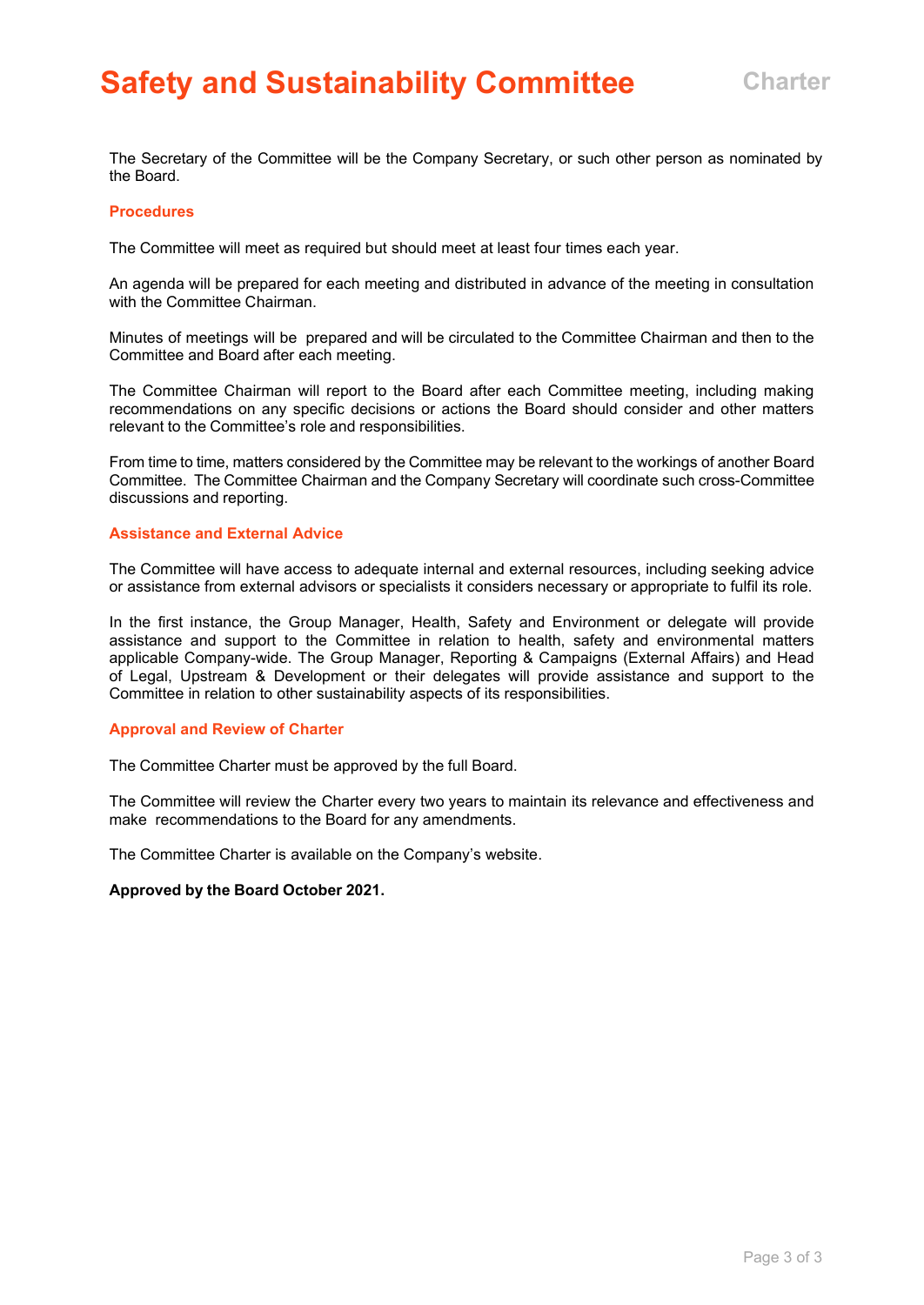The Secretary of the Committee will be the Company Secretary, or such other person as nominated by the Board.

## Procedures

The Committee will meet as required but should meet at least four times each year.

An agenda will be prepared for each meeting and distributed in advance of the meeting in consultation with the Committee Chairman.

Minutes of meetings will be prepared and will be circulated to the Committee Chairman and then to the Committee and Board after each meeting.

The Committee Chairman will report to the Board after each Committee meeting, including making recommendations on any specific decisions or actions the Board should consider and other matters relevant to the Committee's role and responsibilities.

From time to time, matters considered by the Committee may be relevant to the workings of another Board Committee. The Committee Chairman and the Company Secretary will coordinate such cross-Committee discussions and reporting.

## Assistance and External Advice

The Committee will have access to adequate internal and external resources, including seeking advice or assistance from external advisors or specialists it considers necessary or appropriate to fulfil its role.

In the first instance, the Group Manager, Health, Safety and Environment or delegate will provide assistance and support to the Committee in relation to health, safety and environmental matters applicable Company-wide. The Group Manager, Reporting & Campaigns (External Affairs) and Head of Legal, Upstream & Development or their delegates will provide assistance and support to the Committee in relation to other sustainability aspects of its responsibilities.

## Approval and Review of Charter

The Committee Charter must be approved by the full Board.

The Committee will review the Charter every two years to maintain its relevance and effectiveness and make recommendations to the Board for any amendments.

The Committee Charter is available on the Company's website.

**Approved by the Board October 2021.**